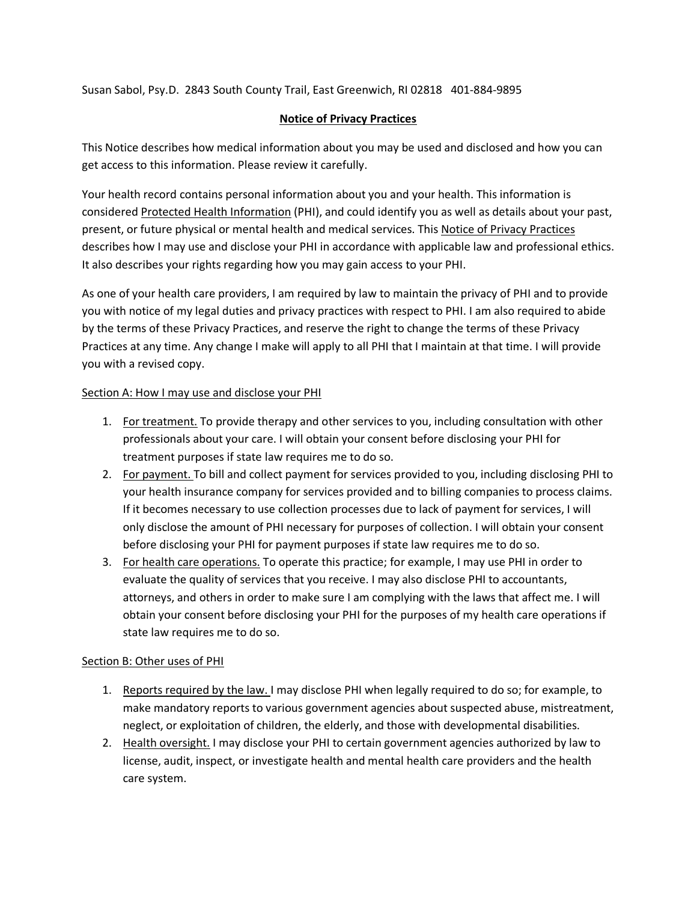Susan Sabol, Psy.D. 2843 South County Trail, East Greenwich, RI 02818 401-884-9895

# Notice of Privacy Practices

This Notice describes how medical information about you may be used and disclosed and how you can get access to this information. Please review it carefully.

Your health record contains personal information about you and your health. This information is considered Protected Health Information (PHI), and could identify you as well as details about your past, present, or future physical or mental health and medical services. This Notice of Privacy Practices describes how I may use and disclose your PHI in accordance with applicable law and professional ethics. It also describes your rights regarding how you may gain access to your PHI.

As one of your health care providers, I am required by law to maintain the privacy of PHI and to provide you with notice of my legal duties and privacy practices with respect to PHI. I am also required to abide by the terms of these Privacy Practices, and reserve the right to change the terms of these Privacy Practices at any time. Any change I make will apply to all PHI that I maintain at that time. I will provide you with a revised copy.

## Section A: How I may use and disclose your PHI

1. For treatment. To provide therapy and other services to you, including consultation with other professionals about your care. I will obtain your consent before disclosing your PHI for treatment purposes if state law requires me to do so.
2. For payment. To bill and collect payment for services provided to you, including disclosing PHI to your health insurance company for services provided and to billing companies to process claims. If it becomes necessary to use collection processes due to lack of payment for services, I will only disclose the amount of PHI necessary for purposes of collection. I will obtain your consent before disclosing your PHI for payment purposes if state law requires me to do so.
3. For health care operations. To operate this practice; for example, I may use PHI in order to evaluate the quality of services that you receive. I may also disclose PHI to accountants, attorneys, and others in order to make sure I am complying with the laws that affect me. I will obtain your consent before disclosing your PHI for the purposes of my health care operations if state law requires me to do so.

## Section B: Other uses of PHI

1. Reports required by the law. I may disclose PHI when legally required to do so; for example, to make mandatory reports to various government agencies about suspected abuse, mistreatment, neglect, or exploitation of children, the elderly, and those with developmental disabilities.
2. Health oversight. I may disclose your PHI to certain government agencies authorized by law to license, audit, inspect, or investigate health and mental health care providers and the health care system.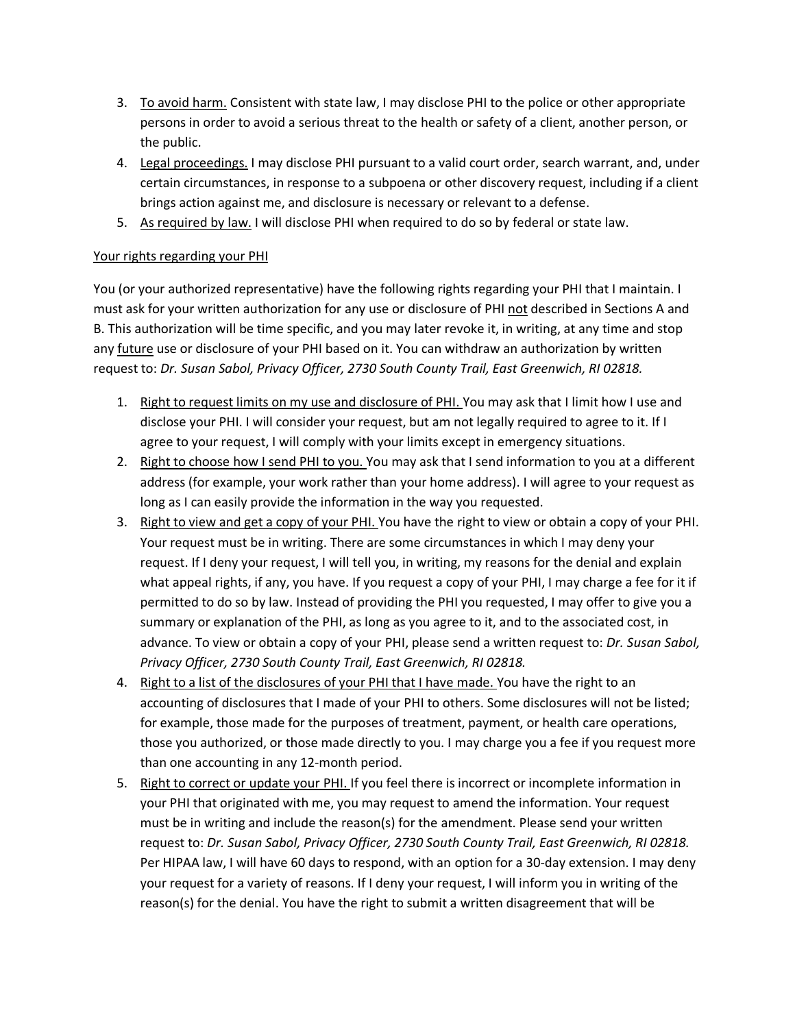3. To avoid harm. Consistent with state law, I may disclose PHI to the police or other appropriate persons in order to avoid a serious threat to the health or safety of a client, another person, or the public.
4. Legal proceedings. I may disclose PHI pursuant to a valid court order, search warrant, and, under certain circumstances, in response to a subpoena or other discovery request, including if a client brings action against me, and disclosure is necessary or relevant to a defense.
5. As required by law. I will disclose PHI when required to do so by federal or state law.

Your rights regarding your PHI

You (or your authorized representative) have the following rights regarding your PHI that I maintain. I must ask for your written authorization for any use or disclosure of PHI not described in Sections A and B. This authorization will be time specific, and you may later revoke it, in writing, at any time and stop any future use or disclosure of your PHI based on it. You can withdraw an authorization by written request to: *Dr. Susan Sabol, Privacy Officer, 2730 South County Trail, East Greenwich, RI 02818.*

1. Right to request limits on my use and disclosure of PHI. You may ask that I limit how I use and disclose your PHI. I will consider your request, but am not legally required to agree to it. If I agree to your request, I will comply with your limits except in emergency situations.
2. Right to choose how I send PHI to you. You may ask that I send information to you at a different address (for example, your work rather than your home address). I will agree to your request as long as I can easily provide the information in the way you requested.
3. Right to view and get a copy of your PHI. You have the right to view or obtain a copy of your PHI. Your request must be in writing. There are some circumstances in which I may deny your request. If I deny your request, I will tell you, in writing, my reasons for the denial and explain what appeal rights, if any, you have. If you request a copy of your PHI, I may charge a fee for it if permitted to do so by law. Instead of providing the PHI you requested, I may offer to give you a summary or explanation of the PHI, as long as you agree to it, and to the associated cost, in advance. To view or obtain a copy of your PHI, please send a written request to: *Dr. Susan Sabol, Privacy Officer, 2730 South County Trail, East Greenwich, RI 02818.*
4. Right to a list of the disclosures of your PHI that I have made. You have the right to an accounting of disclosures that I made of your PHI to others. Some disclosures will not be listed; for example, those made for the purposes of treatment, payment, or health care operations, those you authorized, or those made directly to you. I may charge you a fee if you request more than one accounting in any 12-month period.
5. Right to correct or update your PHI. If you feel there is incorrect or incomplete information in your PHI that originated with me, you may request to amend the information. Your request must be in writing and include the reason(s) for the amendment. Please send your written request to: *Dr. Susan Sabol, Privacy Officer, 2730 South County Trail, East Greenwich, RI 02818.* Per HIPAA law, I will have 60 days to respond, with an option for a 30-day extension. I may deny your request for a variety of reasons. If I deny your request, I will inform you in writing of the reason(s) for the denial. You have the right to submit a written disagreement that will be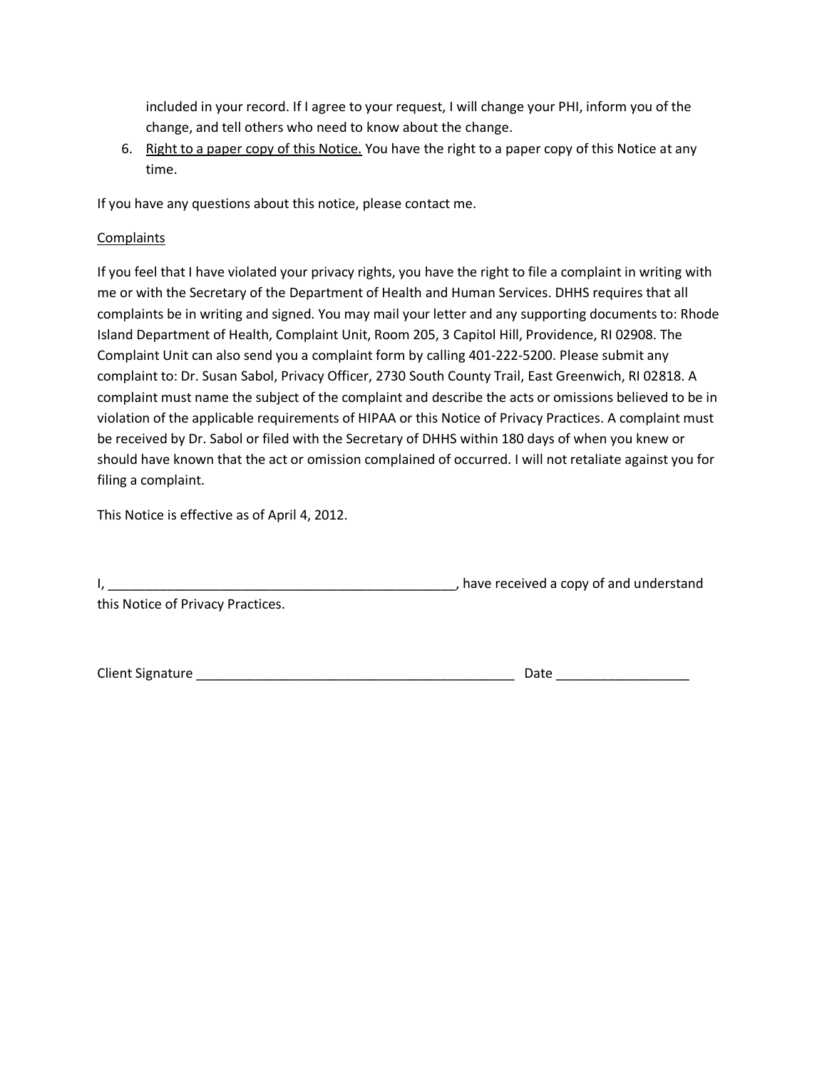included in your record. If I agree to your request, I will change your PHI, inform you of the change, and tell others who need to know about the change.

6. <u>Right to a paper copy of this Notice.</u> You have the right to a paper copy of this Notice at any time.

If you have any questions about this notice, please contact me.

<u>Complaints</u>

If you feel that I have violated your privacy rights, you have the right to file a complaint in writing with me or with the Secretary of the Department of Health and Human Services. DHHS requires that all complaints be in writing and signed. You may mail your letter and any supporting documents to: Rhode Island Department of Health, Complaint Unit, Room 205, 3 Capitol Hill, Providence, RI 02908. The Complaint Unit can also send you a complaint form by calling 401-222-5200. Please submit any complaint to: Dr. Susan Sabol, Privacy Officer, 2730 South County Trail, East Greenwich, RI 02818. A complaint must name the subject of the complaint and describe the acts or omissions believed to be in violation of the applicable requirements of HIPAA or this Notice of Privacy Practices. A complaint must be received by Dr. Sabol or filed with the Secretary of DHHS within 180 days of when you knew or should have known that the act or omission complained of occurred. I will not retaliate against you for filing a complaint.

This Notice is effective as of April 4, 2012.

I, ________________________________________________, have received a copy of and understand this Notice of Privacy Practices.

Client Signature ____________________________________________ Date __________________